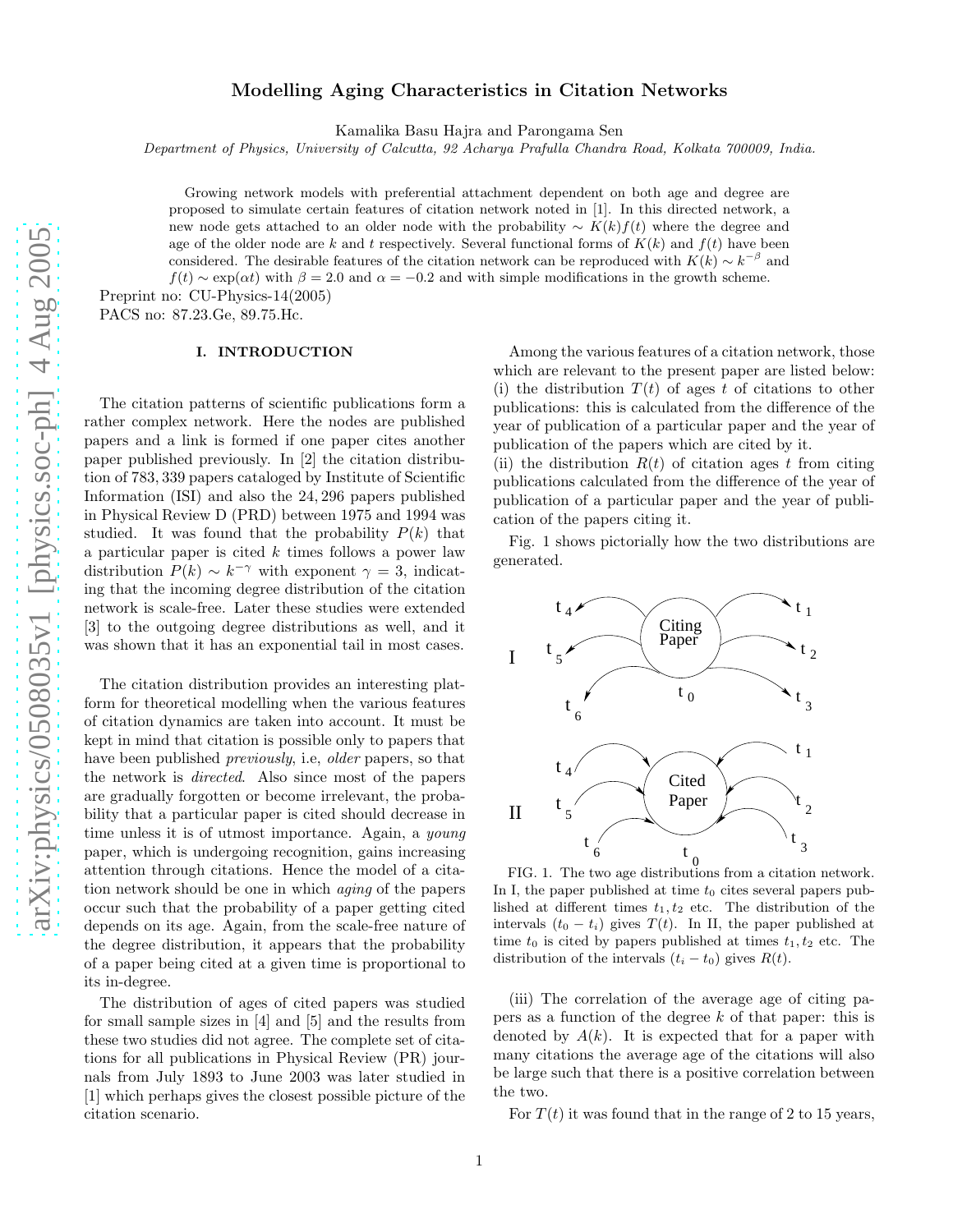# Modelling Aging Characteristics in Citation Networks

Kamalika Basu Hajra and Parongama Sen

*Department of Physics, University of Calcutta, 92 Acharya Prafulla Chandra Road, Kolkata 700009, India.*

Growing network models with preferential attachment dependent on both age and degree are proposed to simulate certain features of citation network noted in [1]. In this directed network, a new node gets attached to an older node with the probability $\sim K(k)f(t)$ where the degree and age of the older node are $k$ and $t$ respectively. Several functional forms of $K(k)$ and $f(t)$ have been considered. The desirable features of the citation network can be reproduced with $K(k) \sim k^{-\beta}$ and $f(t) \sim \exp(\alpha t)$ with $\beta = 2.0$ and $\alpha = -0.2$ and with simple modifications in the growth scheme.

Preprint no: CU-Physics-14(2005)

PACS no: 87.23.Ge, 89.75.Hc.

## I. INTRODUCTION

The citation patterns of scientific publications form a rather complex network. Here the nodes are published papers and a link is formed if one paper cites another paper published previously. In [2] the citation distribution of 783,339 papers cataloged by Institute of Scientific Information (ISI) and also the 24,296 papers published in Physical Review D (PRD) between 1975 and 1994 was studied. It was found that the probability $P(k)$ that a particular paper is cited $k$ times follows a power law distribution $P(k) \sim k^{-\gamma}$ with exponent $\gamma = 3$, indicating that the incoming degree distribution of the citation network is scale-free. Later these studies were extended [3] to the outgoing degree distributions as well, and it was shown that it has an exponential tail in most cases.

The citation distribution provides an interesting platform for theoretical modelling when the various features of citation dynamics are taken into account. It must be kept in mind that citation is possible only to papers that have been published *previously*, i.e, *older* papers, so that the network is *directed*. Also since most of the papers are gradually forgotten or become irrelevant, the probability that a particular paper is cited should decrease in time unless it is of utmost importance. Again, a *young* paper, which is undergoing recognition, gains increasing attention through citations. Hence the model of a citation network should be one in which *aging* of the papers occur such that the probability of a paper getting cited depends on its age. Again, from the scale-free nature of the degree distribution, it appears that the probability of a paper being cited at a given time is proportional to its in-degree.

The distribution of ages of cited papers was studied for small sample sizes in [4] and [5] and the results from these two studies did not agree. The complete set of citations for all publications in Physical Review (PR) journals from July 1893 to June 2003 was later studied in [1] which perhaps gives the closest possible picture of the citation scenario.

Among the various features of a citation network, those which are relevant to the present paper are listed below:
(i) the distribution $T(t)$ of ages $t$ of citations to other publications: this is calculated from the difference of the year of publication of a particular paper and the year of publication of the papers which are cited by it.
(ii) the distribution $R(t)$ of citation ages $t$ from citing publications calculated from the difference of the year of publication of a particular paper and the year of publication of the papers citing it.

Fig. 1 shows pictorially how the two distributions are generated.

FIG. 1. The two age distributions from a citation network. In I, the paper published at time $t_0$ cites several papers published at different times $t_1, t_2$ etc. The distribution of the intervals $(t_0 - t_i)$ gives $T(t)$. In II, the paper published at time $t_0$ is cited by papers published at times $t_1, t_2$ etc. The distribution of the intervals $(t_i - t_0)$ gives $R(t)$.

(iii) The correlation of the average age of citing papers as a function of the degree $k$ of that paper: this is denoted by $A(k)$. It is expected that for a paper with many citations the average age of the citations will also be large such that there is a positive correlation between the two.

For $T(t)$ it was found that in the range of 2 to 15 years,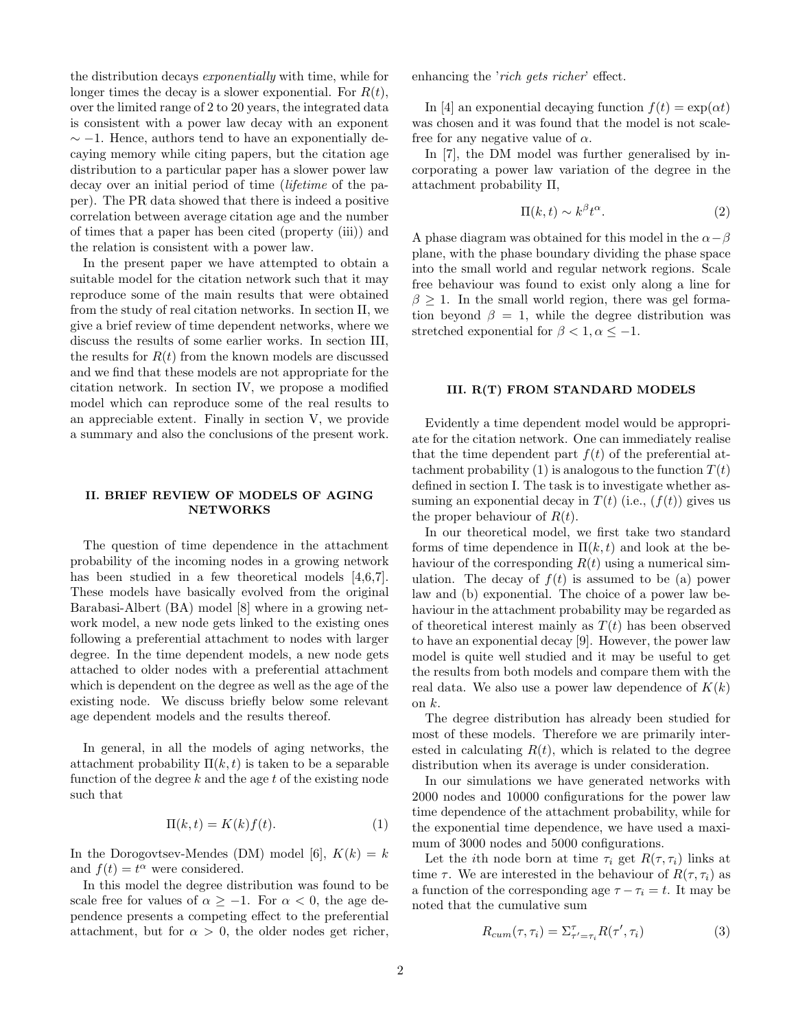the distribution decays *exponentially* with time, while for longer times the decay is a slower exponential. For $R(t)$, over the limited range of 2 to 20 years, the integrated data is consistent with a power law decay with an exponent $\sim -1$. Hence, authors tend to have an exponentially decaying memory while citing papers, but the citation age distribution to a particular paper has a slower power law decay over an initial period of time (*lifetime* of the paper). The PR data showed that there is indeed a positive correlation between average citation age and the number of times that a paper has been cited (property (iii)) and the relation is consistent with a power law.

In the present paper we have attempted to obtain a suitable model for the citation network such that it may reproduce some of the main results that were obtained from the study of real citation networks. In section II, we give a brief review of time dependent networks, where we discuss the results of some earlier works. In section III, the results for $R(t)$ from the known models are discussed and we find that these models are not appropriate for the citation network. In section IV, we propose a modified model which can reproduce some of the real results to an appreciable extent. Finally in section V, we provide a summary and also the conclusions of the present work.

## II. BRIEF REVIEW OF MODELS OF AGING NETWORKS

The question of time dependence in the attachment probability of the incoming nodes in a growing network has been studied in a few theoretical models [4,6,7]. These models have basically evolved from the original Barabasi-Albert (BA) model [8] where in a growing network model, a new node gets linked to the existing ones following a preferential attachment to nodes with larger degree. In the time dependent models, a new node gets attached to older nodes with a preferential attachment which is dependent on the degree as well as the age of the existing node. We discuss briefly below some relevant age dependent models and the results thereof.

In general, in all the models of aging networks, the attachment probability $\Pi(k,t)$ is taken to be a separable function of the degree $k$ and the age $t$ of the existing node such that

$$\Pi(k,t) = K(k)f(t). \tag{1}$$

In the Dorogovtsev-Mendes (DM) model [6], $K(k) = k$ and $f(t) = t^{\alpha}$ were considered.

In this model the degree distribution was found to be scale free for values of $\alpha \geq -1$. For $\alpha < 0$, the age dependence presents a competing effect to the preferential attachment, but for $\alpha > 0$, the older nodes get richer, enhancing the '*rich gets richer*' effect.

In [4] an exponential decaying function $f(t) = \exp(\alpha t)$ was chosen and it was found that the model is not scale-free for any negative value of $\alpha$.

In [7], the DM model was further generalised by incorporating a power law variation of the degree in the attachment probability $\Pi$,

$$\Pi(k,t) \sim k^{\beta}t^{\alpha}. \tag{2}$$

A phase diagram was obtained for this model in the $\alpha - \beta$ plane, with the phase boundary dividing the phase space into the small world and regular network regions. Scale free behaviour was found to exist only along a line for $\beta \geq 1$. In the small world region, there was gel formation beyond $\beta = 1$, while the degree distribution was stretched exponential for $\beta < 1, \alpha \leq -1$.

## III. R(T) FROM STANDARD MODELS

Evidently a time dependent model would be appropriate for the citation network. One can immediately realise that the time dependent part $f(t)$ of the preferential attachment probability (1) is analogous to the function $T(t)$ defined in section I. The task is to investigate whether assuming an exponential decay in $T(t)$ (i.e., $(f(t))$ gives us the proper behaviour of $R(t)$.

In our theoretical model, we first take two standard forms of time dependence in $\Pi(k,t)$ and look at the behaviour of the corresponding $R(t)$ using a numerical simulation. The decay of $f(t)$ is assumed to be (a) power law and (b) exponential. The choice of a power law behaviour in the attachment probability may be regarded as of theoretical interest mainly as $T(t)$ has been observed to have an exponential decay [9]. However, the power law model is quite well studied and it may be useful to get the results from both models and compare them with the real data. We also use a power law dependence of $K(k)$ on $k$.

The degree distribution has already been studied for most of these models. Therefore we are primarily interested in calculating $R(t)$, which is related to the degree distribution when its average is under consideration.

In our simulations we have generated networks with 2000 nodes and 10000 configurations for the power law time dependence of the attachment probability, while for the exponential time dependence, we have used a maximum of 3000 nodes and 5000 configurations.

Let the $i$th node born at time $\tau_i$ get $R(\tau,\tau_i)$ links at time $\tau$. We are interested in the behaviour of $R(\tau,\tau_i)$ as a function of the corresponding age $\tau - \tau_i = t$. It may be noted that the cumulative sum

$$R_{cum}(\tau,\tau_i) = \Sigma_{\tau'=\tau_i}^{\tau} R(\tau',\tau_i) \tag{3}$$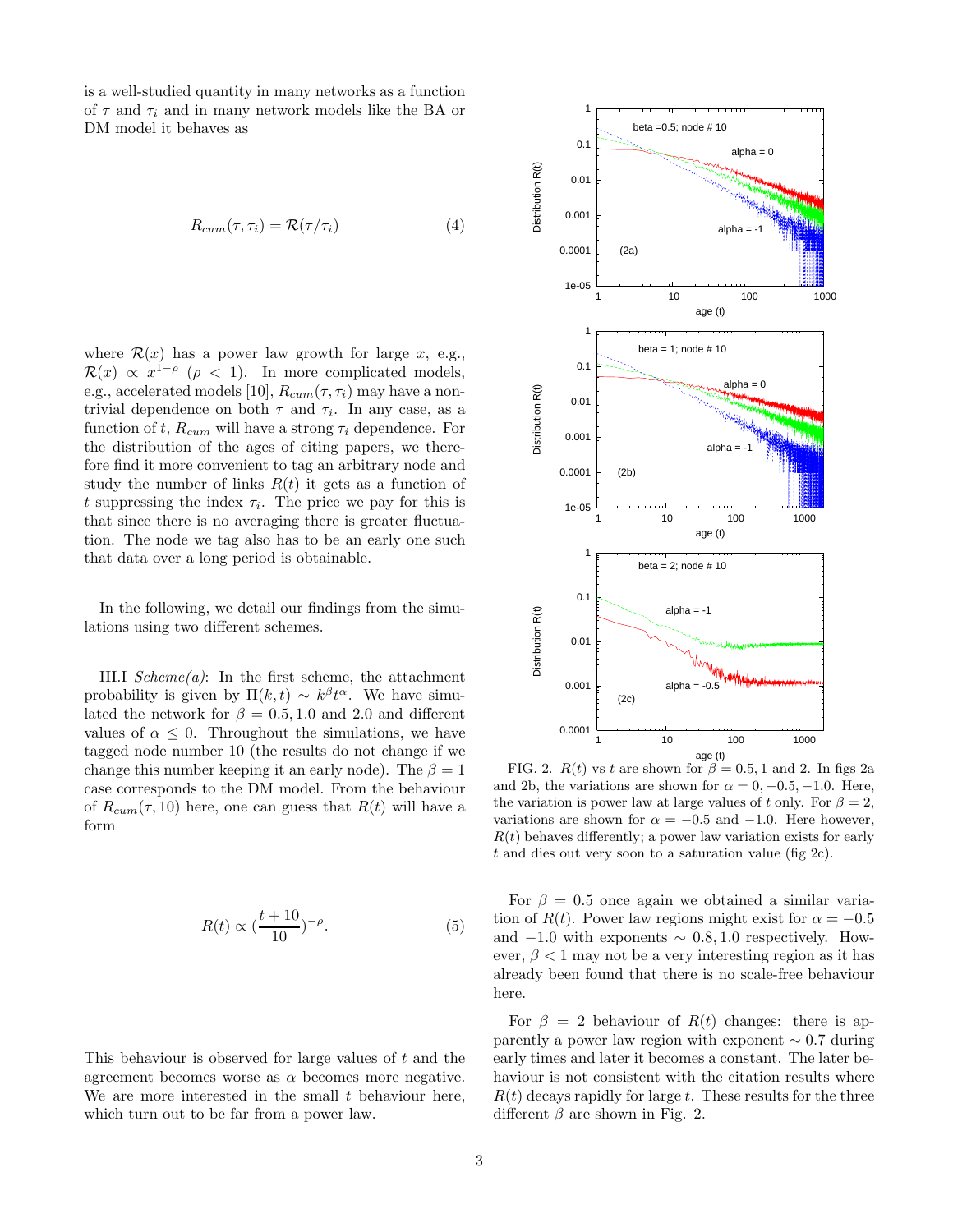is a well-studied quantity in many networks as a function of $\tau$ and $\tau_i$ and in many network models like the BA or DM model it behaves as

$$R_{cum}(\tau, \tau_i) = \mathcal{R}(\tau/\tau_i) \tag{4}$$

where $\mathcal{R}(x)$ has a power law growth for large $x$, e.g., $\mathcal{R}(x) \propto x^{1-\rho}$ ($\rho < 1$). In more complicated models, e.g., accelerated models [10], $R_{cum}(\tau, \tau_i)$ may have a non-trivial dependence on both $\tau$ and $\tau_i$. In any case, as a function of $t$, $R_{cum}$ will have a strong $\tau_i$ dependence. For the distribution of the ages of citing papers, we therefore find it more convenient to tag an arbitrary node and study the number of links $R(t)$ it gets as a function of $t$ suppressing the index $\tau_i$. The price we pay for this is that since there is no averaging there is greater fluctuation. The node we tag also has to be an early one such that data over a long period is obtainable.

In the following, we detail our findings from the simulations using two different schemes.

III.I *Scheme(a)*: In the first scheme, the attachment probability is given by $\Pi(k,t) \sim k^{\beta} t^{\alpha}$. We have simulated the network for $\beta = 0.5, 1.0$ and $2.0$ and different values of $\alpha \leq 0$. Throughout the simulations, we have tagged node number 10 (the results do not change if we change this number keeping it an early node). The $\beta = 1$ case corresponds to the DM model. From the behaviour of $R_{cum}(\tau, 10)$ here, one can guess that $R(t)$ will have a form

$$R(t) \propto (\frac{t+10}{10})^{-\rho}. \tag{5}$$

This behaviour is observed for large values of $t$ and the agreement becomes worse as $\alpha$ becomes more negative. We are more interested in the small $t$ behaviour here, which turn out to be far from a power law.

FIG. 2. $R(t)$ vs $t$ are shown for $\beta = 0.5, 1$ and 2. In figs 2a and 2b, the variations are shown for $\alpha = 0, -0.5, -1.0$. Here, the variation is power law at large values of $t$ only. For $\beta = 2$, variations are shown for $\alpha = -0.5$ and $-1.0$. Here however, $R(t)$ behaves differently; a power law variation exists for early $t$ and dies out very soon to a saturation value (fig 2c).

For $\beta = 0.5$ once again we obtained a similar variation of $R(t)$. Power law regions might exist for $\alpha = -0.5$ and $-1.0$ with exponents $\sim 0.8, 1.0$ respectively. However, $\beta < 1$ may not be a very interesting region as it has already been found that there is no scale-free behaviour here.

For $\beta = 2$ behaviour of $R(t)$ changes: there is apparently a power law region with exponent $\sim 0.7$ during early times and later it becomes a constant. The later behaviour is not consistent with the citation results where $R(t)$ decays rapidly for large $t$. These results for the three different $\beta$ are shown in Fig. 2.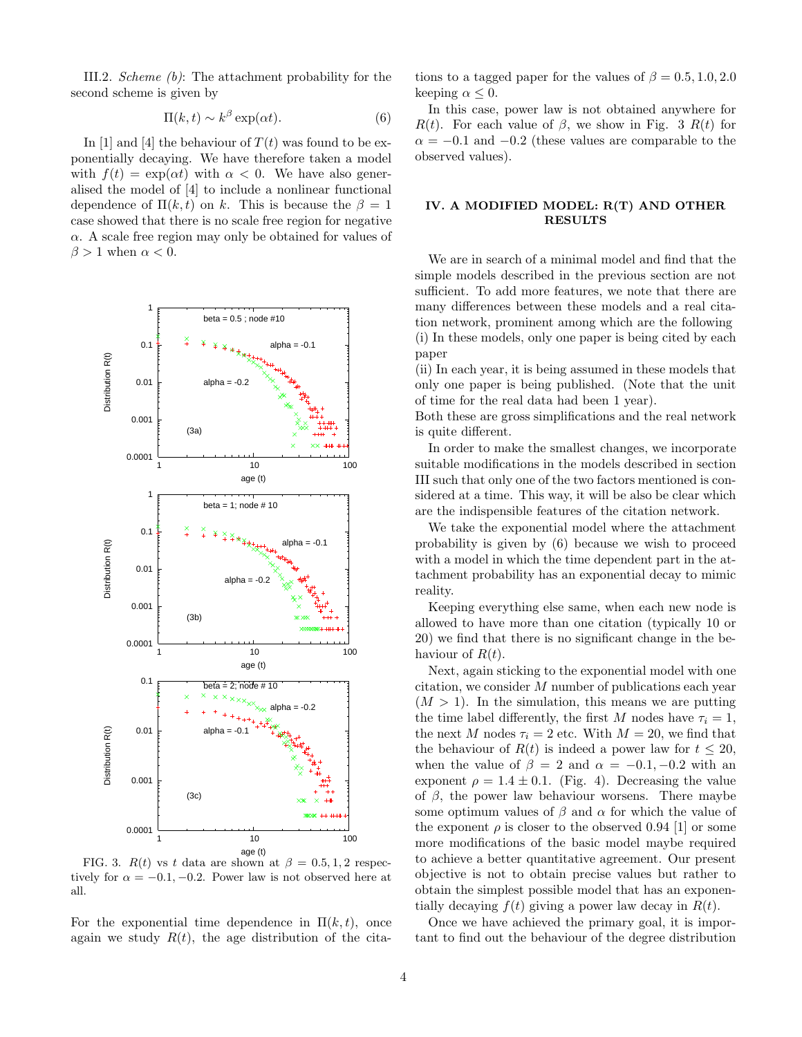III.2. *Scheme (b)*: The attachment probability for the second scheme is given by

$$\Pi(k,t) \sim k^{\beta} \exp(\alpha t). \tag{6}$$

In [1] and [4] the behaviour of $T(t)$ was found to be exponentially decaying. We have therefore taken a model with $f(t) = \exp(\alpha t)$ with $\alpha < 0$. We have also generalised the model of [4] to include a nonlinear functional dependence of $\Pi(k,t)$ on $k$. This is because the $\beta = 1$ case showed that there is no scale free region for negative $\alpha$. A scale free region may only be obtained for values of $\beta > 1$ when $\alpha < 0$.

FIG. 3. $R(t)$ vs $t$ data are shown at $\beta = 0.5, 1, 2$ respectively for $\alpha = -0.1, -0.2$. Power law is not observed here at all.

For the exponential time dependence in $\Pi(k,t)$, once again we study $R(t)$, the age distribution of the citations to a tagged paper for the values of $\beta = 0.5, 1.0, 2.0$ keeping $\alpha \leq 0$.

In this case, power law is not obtained anywhere for $R(t)$. For each value of $\beta$, we show in Fig. 3 $R(t)$ for $\alpha = -0.1$ and $-0.2$ (these values are comparable to the observed values).

## IV. A MODIFIED MODEL: R(T) AND OTHER RESULTS

We are in search of a minimal model and find that the simple models described in the previous section are not sufficient. To add more features, we note that there are many differences between these models and a real citation network, prominent among which are the following
(i) In these models, only one paper is being cited by each paper
(ii) In each year, it is being assumed in these models that only one paper is being published. (Note that the unit of time for the real data had been 1 year).
Both these are gross simplifications and the real network is quite different.

In order to make the smallest changes, we incorporate suitable modifications in the models described in section III such that only one of the two factors mentioned is considered at a time. This way, it will be also be clear which are the indispensible features of the citation network.

We take the exponential model where the attachment probability is given by (6) because we wish to proceed with a model in which the time dependent part in the attachment probability has an exponential decay to mimic reality.

Keeping everything else same, when each new node is allowed to have more than one citation (typically 10 or 20) we find that there is no significant change in the behaviour of $R(t)$.

Next, again sticking to the exponential model with one citation, we consider $M$ number of publications each year ($M > 1$). In the simulation, this means we are putting the time label differently, the first $M$ nodes have $\tau_i = 1$, the next $M$ nodes $\tau_i = 2$ etc. With $M = 20$, we find that the behaviour of $R(t)$ is indeed a power law for $t \leq 20$, when the value of $\beta = 2$ and $\alpha = -0.1, -0.2$ with an exponent $\rho = 1.4 \pm 0.1$. (Fig. 4). Decreasing the value of $\beta$, the power law behaviour worsens. There maybe some optimum values of $\beta$ and $\alpha$ for which the value of the exponent $\rho$ is closer to the observed 0.94 [1] or some more modifications of the basic model maybe required to achieve a better quantitative agreement. Our present objective is not to obtain precise values but rather to obtain the simplest possible model that has an exponentially decaying $f(t)$ giving a power law decay in $R(t)$.

Once we have achieved the primary goal, it is important to find out the behaviour of the degree distribution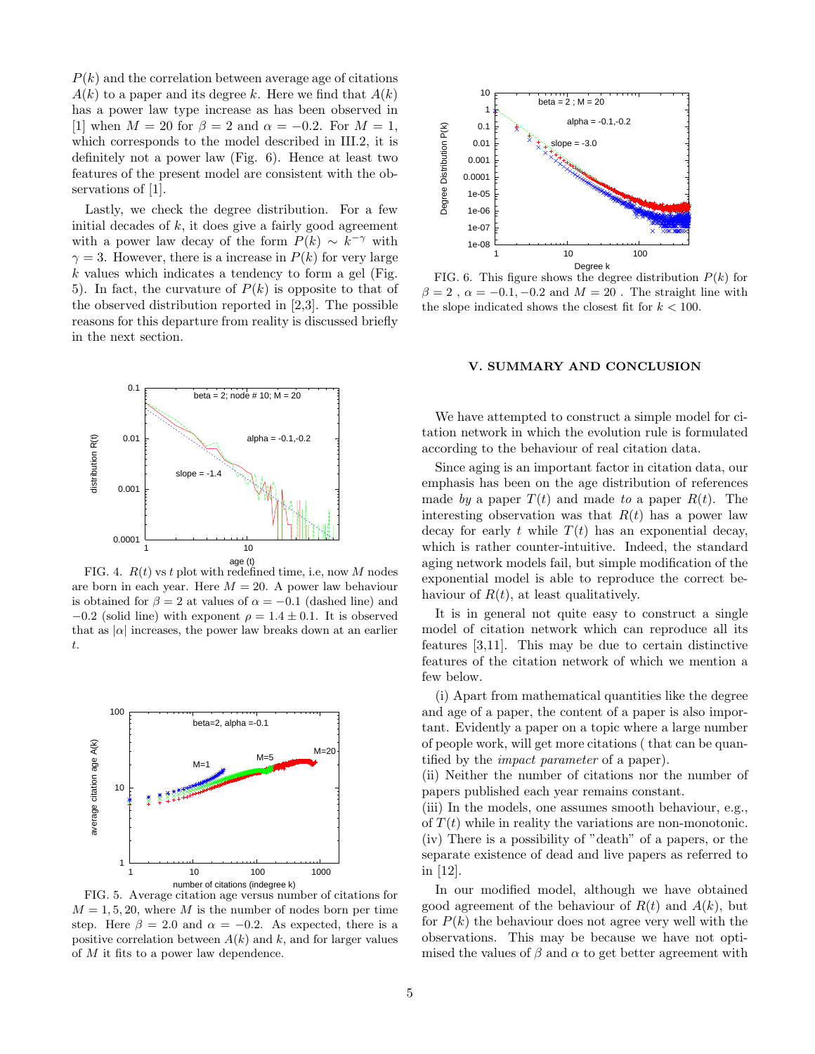$P(k)$ and the correlation between average age of citations $A(k)$ to a paper and its degree $k$. Here we find that $A(k)$ has a power law type increase as has been observed in [1] when $M = 20$ for $\beta = 2$ and $\alpha = -0.2$. For $M = 1$, which corresponds to the model described in III.2, it is definitely not a power law (Fig. 6). Hence at least two features of the present model are consistent with the observations of [1].

Lastly, we check the degree distribution. For a few initial decades of $k$, it does give a fairly good agreement with a power law decay of the form $P(k) \sim k^{-\gamma}$ with $\gamma = 3$. However, there is a increase in $P(k)$ for very large $k$ values which indicates a tendency to form a gel (Fig. 5). In fact, the curvature of $P(k)$ is opposite to that of the observed distribution reported in [2,3]. The possible reasons for this departure from reality is discussed briefly in the next section.

FIG. 4. $R(t)$ vs $t$ plot with redefined time, i.e, now $M$ nodes are born in each year. Here $M = 20$. A power law behaviour is obtained for $\beta = 2$ at values of $\alpha = -0.1$ (dashed line) and $-0.2$ (solid line) with exponent $\rho = 1.4 \pm 0.1$. It is observed that as $|\alpha|$ increases, the power law breaks down at an earlier $t$.

FIG. 5. Average citation age versus number of citations for $M = 1, 5, 20$, where $M$ is the number of nodes born per time step. Here $\beta = 2.0$ and $\alpha = -0.2$. As expected, there is a positive correlation between $A(k)$ and $k$, and for larger values of $M$ it fits to a power law dependence.

FIG. 6. This figure shows the degree distribution $P(k)$ for $\beta = 2$ , $\alpha = -0.1, -0.2$ and $M = 20$ . The straight line with the slope indicated shows the closest fit for $k < 100$.

## V. SUMMARY AND CONCLUSION

We have attempted to construct a simple model for citation network in which the evolution rule is formulated according to the behaviour of real citation data.

Since aging is an important factor in citation data, our emphasis has been on the age distribution of references made *by* a paper $T(t)$ and made *to* a paper $R(t)$. The interesting observation was that $R(t)$ has a power law decay for early $t$ while $T(t)$ has an exponential decay, which is rather counter-intuitive. Indeed, the standard aging network models fail, but simple modification of the exponential model is able to reproduce the correct behaviour of $R(t)$, at least qualitatively.

It is in general not quite easy to construct a single model of citation network which can reproduce all its features [3,11]. This may be due to certain distinctive features of the citation network of which we mention a few below.

(i) Apart from mathematical quantities like the degree and age of a paper, the content of a paper is also important. Evidently a paper on a topic where a large number of people work, will get more citations ( that can be quantified by the *impact parameter* of a paper).
(ii) Neither the number of citations nor the number of papers published each year remains constant.
(iii) In the models, one assumes smooth behaviour, e.g., of $T(t)$ while in reality the variations are non-monotonic.
(iv) There is a possibility of "death" of a papers, or the separate existence of dead and live papers as referred to in [12].

In our modified model, although we have obtained good agreement of the behaviour of $R(t)$ and $A(k)$, but for $P(k)$ the behaviour does not agree very well with the observations. This may be because we have not optimised the values of $\beta$ and $\alpha$ to get better agreement with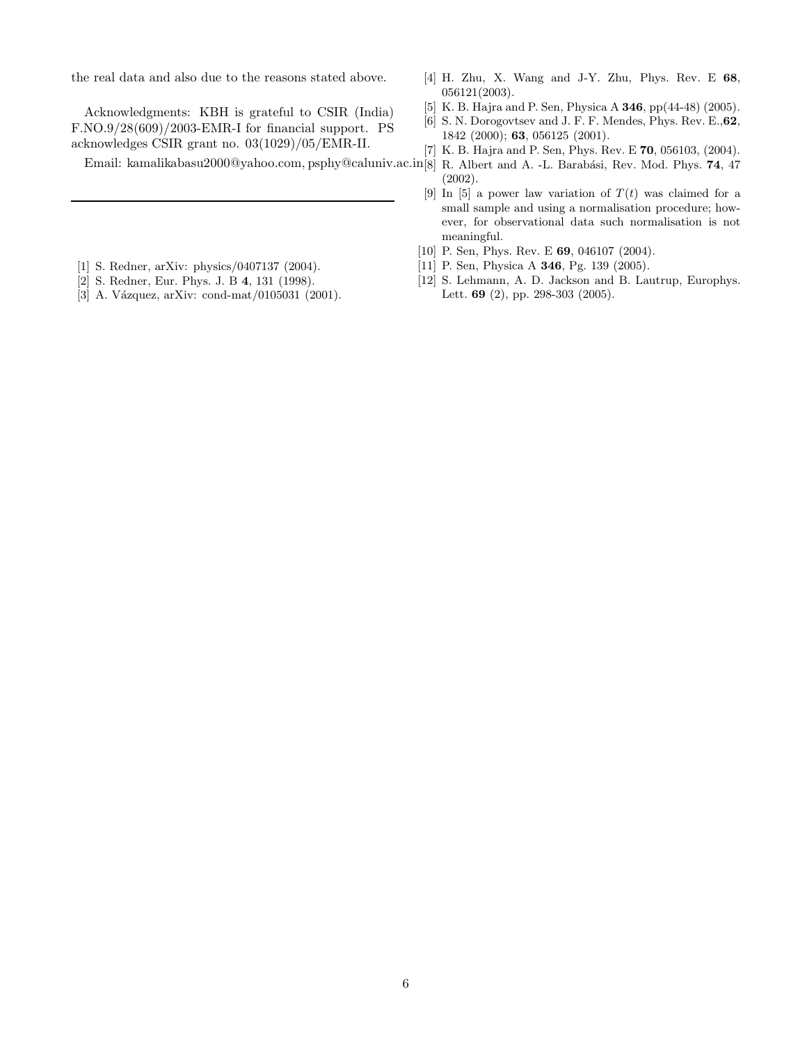the real data and also due to the reasons stated above.

Acknowledgments: KBH is grateful to CSIR (India) F.NO.9/28(609)/2003-EMR-I for financial support. PS acknowledges CSIR grant no. 03(1029)/05/EMR-II.

Email: kamalikabasu2000@yahoo.com, psphy@caluniv.ac.in

---

[1] S. Redner, arXiv: physics/0407137 (2004).

[2] S. Redner, Eur. Phys. J. B **4**, 131 (1998).

[3] A. Vázquez, arXiv: cond-mat/0105031 (2001).

[4] H. Zhu, X. Wang and J-Y. Zhu, Phys. Rev. E **68**, 056121(2003).

[5] K. B. Hajra and P. Sen, Physica A **346**, pp(44-48) (2005).

[6] S. N. Dorogovtsev and J. F. F. Mendes, Phys. Rev. E.,**62**, 1842 (2000); **63**, 056125 (2001).

[7] K. B. Hajra and P. Sen, Phys. Rev. E **70**, 056103, (2004).

[8] R. Albert and A. -L. Barabási, Rev. Mod. Phys. **74**, 47 (2002).

[9] In [5] a power law variation of $T(t)$ was claimed for a small sample and using a normalisation procedure; however, for observational data such normalisation is not meaningful.

[10] P. Sen, Phys. Rev. E **69**, 046107 (2004).

[11] P. Sen, Physica A **346**, Pg. 139 (2005).

[12] S. Lehmann, A. D. Jackson and B. Lautrup, Europhys. Lett. **69** (2), pp. 298-303 (2005).